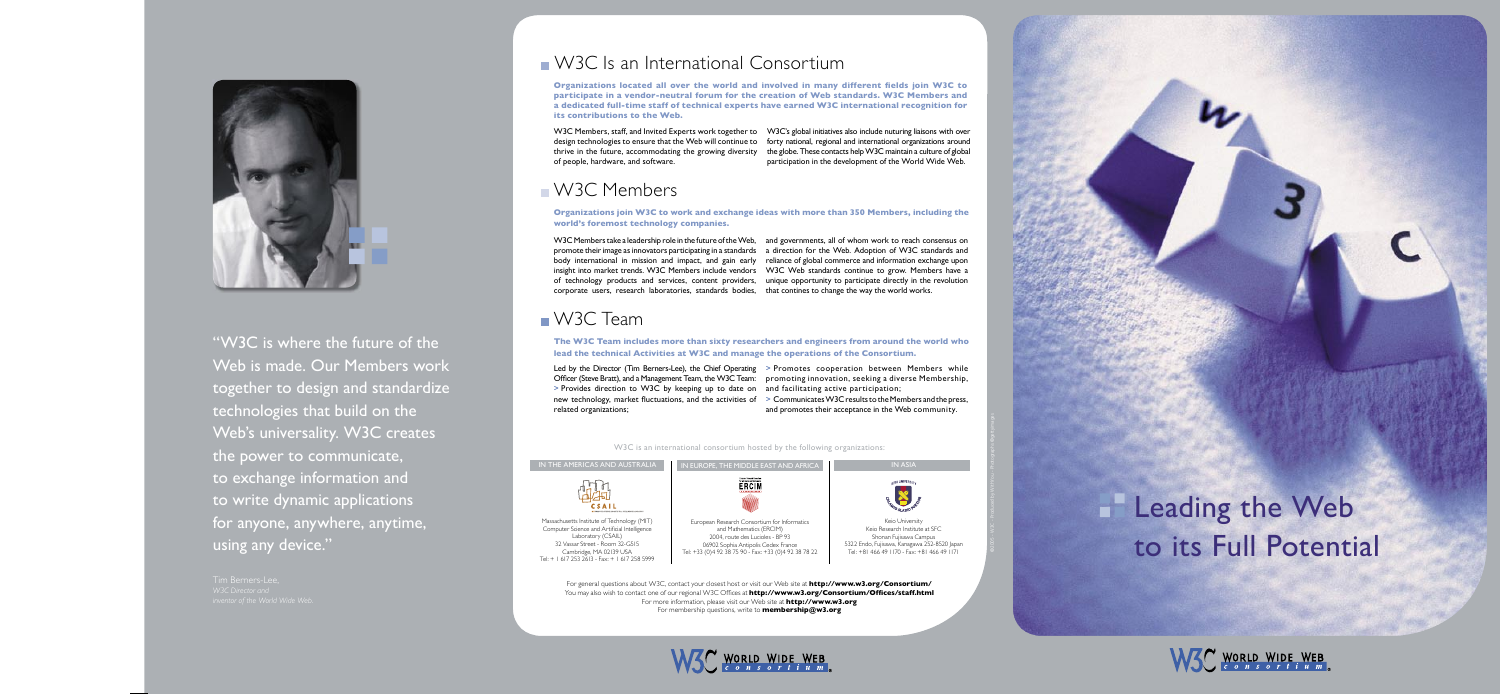"W3C is where the future of the Web is made. Our Members work together to design and standardize technologies that build on the Web's universality. W3C creates the power to communicate, to exchange information and to write dynamic applications for anyone, anywhere, anytime, using any device."

Tim Berners-Lee,
*W3C Director and inventor of the World Wide Web.*

## W3C Is an International Consortium

**Organizations located all over the world and involved in many different fields join W3C to participate in a vendor-neutral forum for the creation of Web standards. W3C Members and a dedicated full-time staff of technical experts have earned W3C international recognition for its contributions to the Web.**

W3C Members, staff, and Invited Experts work together to design technologies to ensure that the Web will continue to thrive in the future, accommodating the growing diversity of people, hardware, and software.

W3C's global initiatives also include nuturing liaisons with over forty national, regional and international organizations around the globe. These contacts help W3C maintain a culture of global participation in the development of the World Wide Web.

## W3C Members

**Organizations join W3C to work and exchange ideas with more than 350 Members, including the world's foremost technology companies.**

W3C Members take a leadership role in the future of the Web, promote their image as innovators participating in a standards body international in mission and impact, and gain early insight into market trends. W3C Members include vendors of technology products and services, content providers, corporate users, research laboratories, standards bodies, and governments, all of whom work to reach consensus on a direction for the Web. Adoption of W3C standards and reliance of global commerce and information exchange upon W3C Web standards continue to grow. Members have a unique opportunity to participate directly in the revolution that contines to change the way the world works.

## W3C Team

**The W3C Team includes more than sixty researchers and engineers from around the world who lead the technical Activities at W3C and manage the operations of the Consortium.**

Led by the Director (Tim Berners-Lee), the Chief Operating Officer (Steve Bratt), and a Management Team, the W3C Team:

- > Provides direction to W3C by keeping up to date on new technology, market fluctuations, and the activities of related organizations;
- > Promotes cooperation between Members while promoting innovation, seeking a diverse Membership, and facilitating active participation;
- > Communicates W3C results to the Members and the press, and promotes their acceptance in the Web community.

W3C is an international consortium hosted by the following organizations:

| IN THE AMERICAS AND AUSTRALIA | IN EUROPE, THE MIDDLE EAST AND AFRICA | IN ASIA |
|---|---|---|
| Massachusetts Institute of Technology (MIT) Computer Science and Artificial Intelligence Laboratory (CSAIL) 32 Vassar Street - Room 32-G515 Cambridge, MA 02139 USA Tel: + 1 617 253 2613 - Fax: + 1 617 258 5999 | European Research Consortium for Informatics and Mathematics (ERCIM) 2004, route des Lucioles - BP 93 06902 Sophia Antipolis Cedex France Tel: +33 (0)4 92 38 75 90 - Fax: +33 (0)4 92 38 78 22 | Keio University Keio Research Institute at SFC Shonan Fujisawa Campus 5322 Endo, Fujisawa, Kanagawa 252-8520 Japan Tel: +81 466 49 1170 - Fax: +81 466 49 1171 |

For general questions about W3C, contact your closest host or visit our Web site at **http://www.w3.org/Consortium/**
You may also wish to contact one of our regional W3C Offices at **http://www.w3.org/Consortium/Offices/staff.html**
For more information, please visit our Web site at **http://www.w3.org**
For membership questions, write to **membership@w3.org**

W3C WORLD WIDE WEB consortium

# Leading the Web to its Full Potential

W3C WORLD WIDE WEB consortium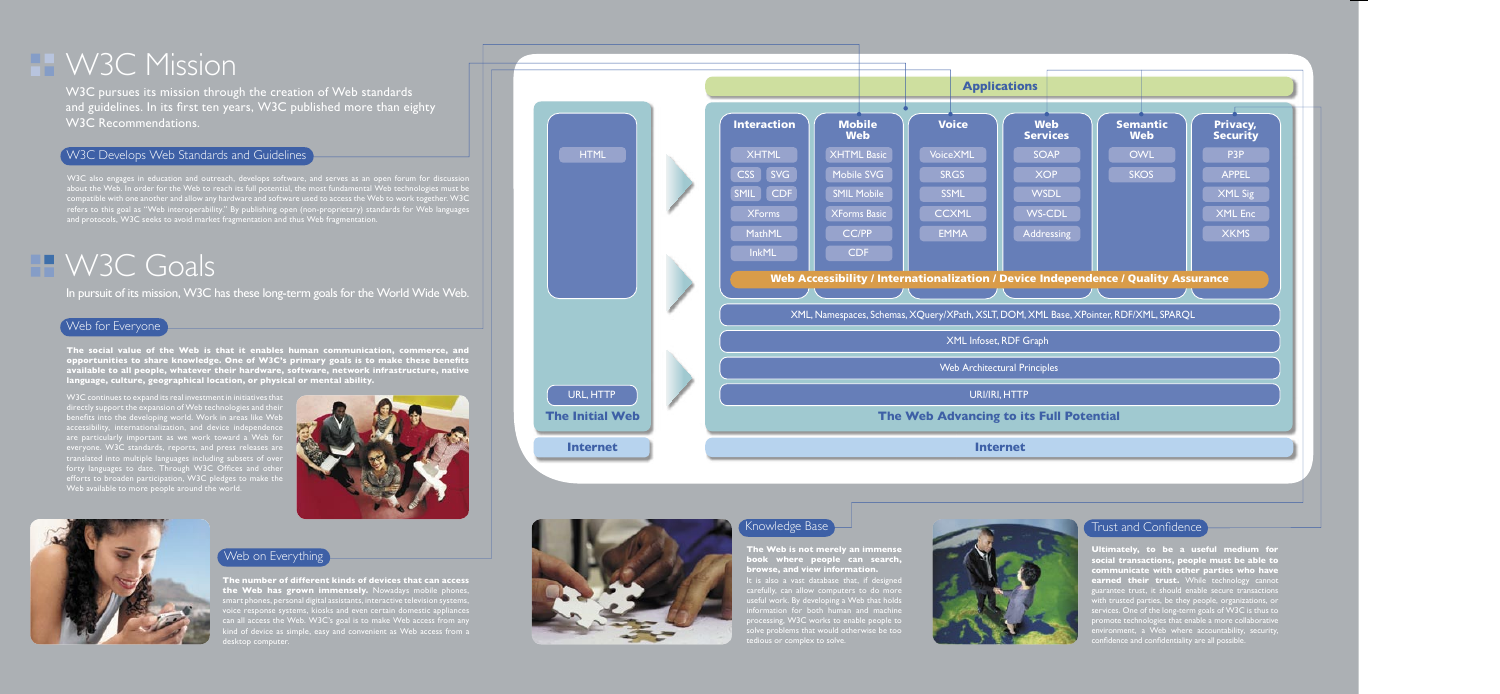# W3C Mission

W3C pursues its mission through the creation of Web standards and guidelines. In its first ten years, W3C published more than eighty W3C Recommendations.

## W3C Develops Web Standards and Guidelines

W3C also engages in education and outreach, develops software, and serves as an open forum for discussion about the Web. In order for the Web to reach its full potential, the most fundamental Web technologies must be compatible with one another and allow any hardware and software used to access the Web to work together. W3C refers to this goal as "Web interoperability." By publishing open (non-proprietary) standards for Web languages and protocols, W3C seeks to avoid market fragmentation and thus Web fragmentation.

# W3C Goals

In pursuit of its mission, W3C has these long-term goals for the World Wide Web.

## Web for Everyone

**The social value of the Web is that it enables human communication, commerce, and opportunities to share knowledge. One of W3C's primary goals is to make these benefits available to all people, whatever their hardware, software, network infrastructure, native language, culture, geographical location, or physical or mental ability.**

W3C continues to expand its real investment in initiatives that directly support the expansion of Web technologies and their benefits into the developing world. Work in areas like Web accessibility, internationalization, and device independence are particularly important as we work toward a Web for everyone. W3C standards, reports, and press releases are translated into multiple languages including subsets of over forty languages to date. Through W3C Offices and other efforts to broaden participation, W3C pledges to make the Web available to more people around the world.

## Web on Everything

**The number of different kinds of devices that can access the Web has grown immensely.** Nowadays mobile phones, smart phones, personal digital assistants, interactive television systems, voice response systems, kiosks and even certain domestic appliances can all access the Web. W3C's goal is to make Web access from any kind of device as simple, easy and convenient as Web access from a desktop computer.

**The Initial Web**

HTML

URL, HTTP

Internet

**The Web Advancing to its Full Potential**

**Applications**

**Interaction**: XHTML, CSS, SVG, SMIL, CDF, XForms, MathML, InkML

**Mobile Web**: XHTML Basic, Mobile SVG, SMIL Mobile, XForms Basic, CC/PP, CDF

**Voice**: VoiceXML, SRGS, SSML, CCXML, EMMA

**Web Services**: SOAP, XOP, WSDL, WS-CDL, Addressing

**Semantic Web**: OWL, SKOS

**Privacy, Security**: P3P, APPEL, XML Sig, XML Enc, XKMS

**Web Accessibility / Internationalization / Device Independence / Quality Assurance**

XML, Namespaces, Schemas, XQuery/XPath, XSLT, DOM, XML Base, XPointer, RDF/XML, SPARQL

XML Infoset, RDF Graph

Web Architectural Principles

URI/IRI, HTTP

Internet

## Knowledge Base

**The Web is not merely an immense book where people can search, browse, and view information.** It is also a vast database that, if designed carefully, can allow computers to do more useful work. By developing a Web that holds information for both human and machine processing, W3C works to enable people to solve problems that would otherwise be too tedious or complex to solve.

## Trust and Confidence

**Ultimately, to be a useful medium for social transactions, people must be able to communicate with other parties who have earned their trust.** While technology cannot guarantee trust, it should enable secure transactions with trusted parties, be they people, organizations, or services. One of the long-term goals of W3C is thus to promote technologies that enable a more collaborative environment, a Web where accountability, security, confidence and confidentiality are all possible.